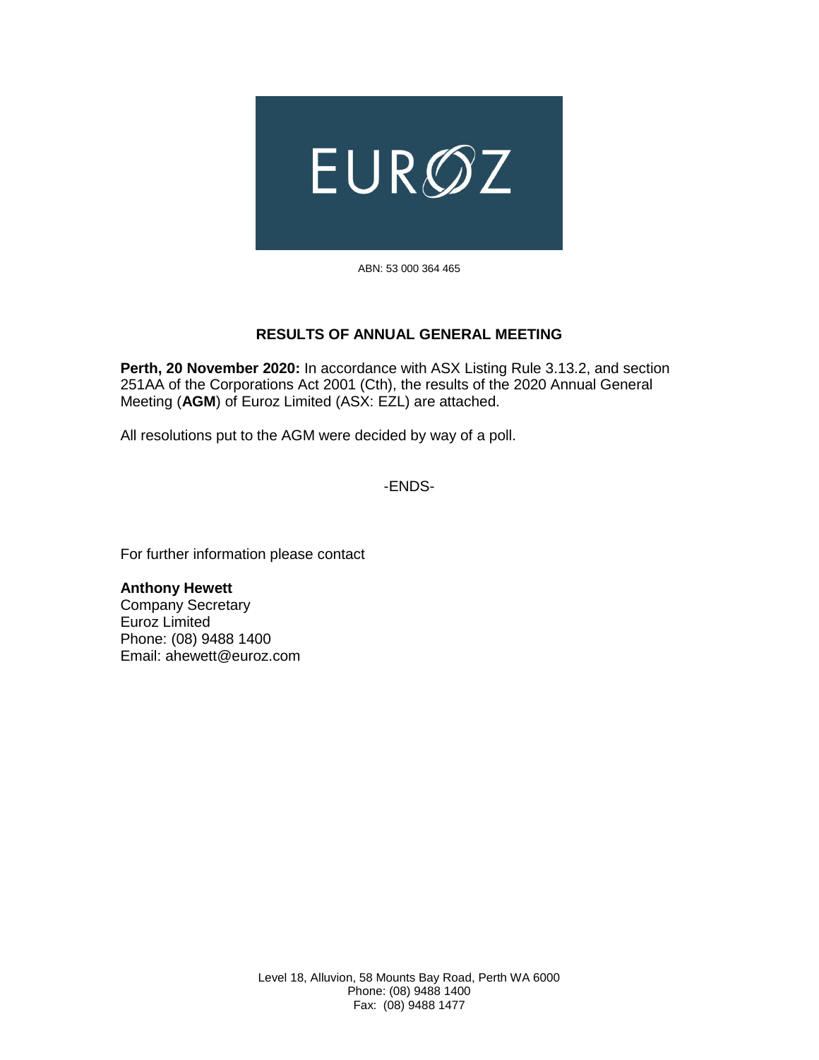EUROZ

ABN: 53 000 364 465

## RESULTS OF ANNUAL GENERAL MEETING

**Perth, 20 November 2020:** In accordance with ASX Listing Rule 3.13.2, and section 251AA of the Corporations Act 2001 (Cth), the results of the 2020 Annual General Meeting (**AGM**) of Euroz Limited (ASX: EZL) are attached.

All resolutions put to the AGM were decided by way of a poll.

-ENDS-

For further information please contact

**Anthony Hewett**
Company Secretary
Euroz Limited
Phone: (08) 9488 1400
Email: ahewett@euroz.com

Level 18, Alluvion, 58 Mounts Bay Road, Perth WA 6000
Phone: (08) 9488 1400
Fax: (08) 9488 1477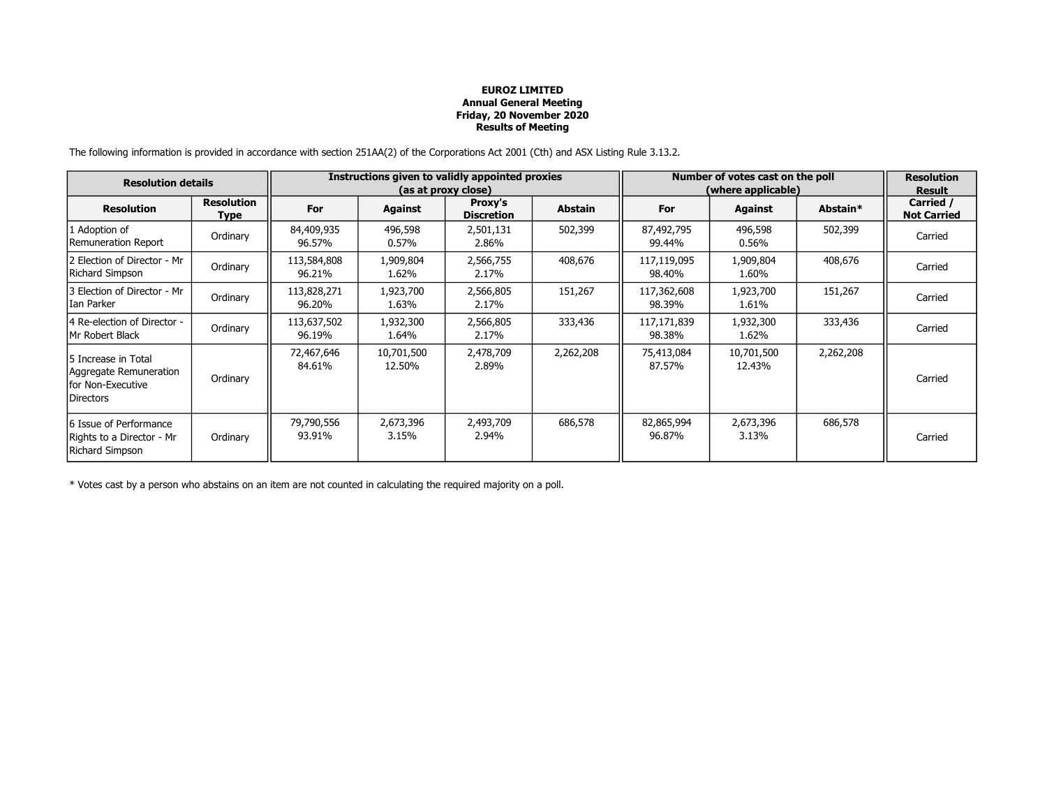**EUROZ LIMITED**
**Annual General Meeting**
**Friday, 20 November 2020**
**Results of Meeting**

The following information is provided in accordance with section 251AA(2) of the Corporations Act 2001 (Cth) and ASX Listing Rule 3.13.2.

| Resolution details | | Instructions given to validly appointed proxies (as at proxy close) | | | | Number of votes cast on the poll (where applicable) | | | Resolution Result |
|---|---|---|---|---|---|---|---|---|---|
| **Resolution** | **Resolution Type** | **For** | **Against** | **Proxy's Discretion** | **Abstain** | **For** | **Against** | **Abstain*** | **Carried / Not Carried** |
| 1 Adoption of Remuneration Report | Ordinary | 84,409,935 96.57% | 496,598 0.57% | 2,501,131 2.86% | 502,399 | 87,492,795 99.44% | 496,598 0.56% | 502,399 | Carried |
| 2 Election of Director - Mr Richard Simpson | Ordinary | 113,584,808 96.21% | 1,909,804 1.62% | 2,566,755 2.17% | 408,676 | 117,119,095 98.40% | 1,909,804 1.60% | 408,676 | Carried |
| 3 Election of Director - Mr Ian Parker | Ordinary | 113,828,271 96.20% | 1,923,700 1.63% | 2,566,805 2.17% | 151,267 | 117,362,608 98.39% | 1,923,700 1.61% | 151,267 | Carried |
| 4 Re-election of Director - Mr Robert Black | Ordinary | 113,637,502 96.19% | 1,932,300 1.64% | 2,566,805 2.17% | 333,436 | 117,171,839 98.38% | 1,932,300 1.62% | 333,436 | Carried |
| 5 Increase in Total Aggregate Remuneration for Non-Executive Directors | Ordinary | 72,467,646 84.61% | 10,701,500 12.50% | 2,478,709 2.89% | 2,262,208 | 75,413,084 87.57% | 10,701,500 12.43% | 2,262,208 | Carried |
| 6 Issue of Performance Rights to a Director - Mr Richard Simpson | Ordinary | 79,790,556 93.91% | 2,673,396 3.15% | 2,493,709 2.94% | 686,578 | 82,865,994 96.87% | 2,673,396 3.13% | 686,578 | Carried |

* Votes cast by a person who abstains on an item are not counted in calculating the required majority on a poll.